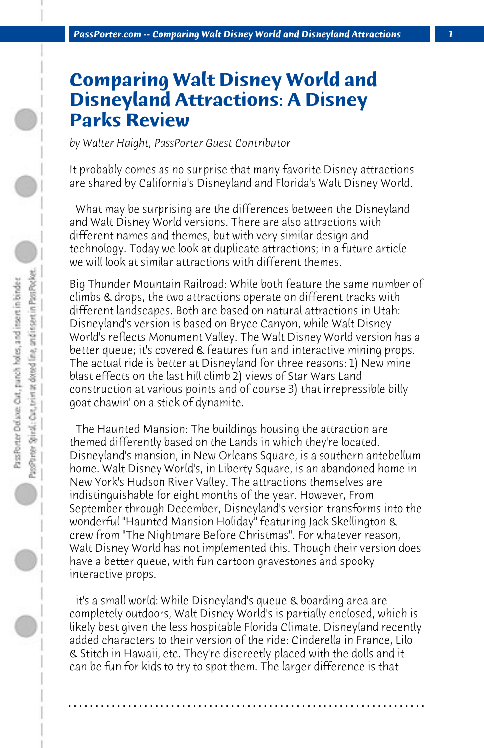# Comparing Walt Disney World and Disneyland Attractions: A Disney Parks Review

*by Walter Haight, PassPorter Guest Contributor*

It probably comes as no surprise that many favorite Disney attractions are shared by California's Disneyland and Florida's Walt Disney World.

What may be surprising are the differences between the Disneyland and Walt Disney World versions. There are also attractions with different names and themes, but with very similar design and technology. Today we look at duplicate attractions; in a future article we will look at similar attractions with different themes.

Big Thunder Mountain Railroad: While both feature the same number of climbs & drops, the two attractions operate on different tracks with different landscapes. Both are based on natural attractions in Utah: Disneyland's version is based on Bryce Canyon, while Walt Disney World's reflects Monument Valley. The Walt Disney World version has a better queue; it's covered & features fun and interactive mining props. The actual ride is better at Disneyland for three reasons: 1) New mine blast effects on the last hill climb 2) views of Star Wars Land construction at various points and of course 3) that irrepressible billy goat chawin' on a stick of dynamite.

The Haunted Mansion: The buildings housing the attraction are themed differently based on the Lands in which they're located. Disneyland's mansion, in New Orleans Square, is a southern antebellum home. Walt Disney World's, in Liberty Square, is an abandoned home in New York's Hudson River Valley. The attractions themselves are indistinguishable for eight months of the year. However, From September through December, Disneyland's version transforms into the wonderful "Haunted Mansion Holiday" featuring Jack Skellington & crew from "The Nightmare Before Christmas". For whatever reason, Walt Disney World has not implemented this. Though their version does have a better queue, with fun cartoon gravestones and spooky interactive props.

it's a small world: While Disneyland's queue & boarding area are completely outdoors, Walt Disney World's is partially enclosed, which is likely best given the less hospitable Florida Climate. Disneyland recently added characters to their version of the ride: Cinderella in France, Lilo & Stitch in Hawaii, etc. They're discreetly placed with the dolls and it can be fun for kids to try to spot them. The larger difference is that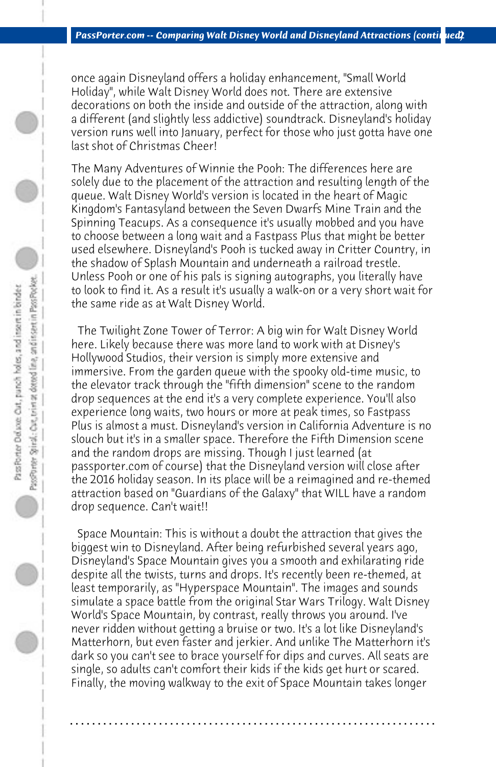once again Disneyland offers a holiday enhancement, "Small World Holiday", while Walt Disney World does not. There are extensive decorations on both the inside and outside of the attraction, along with a different (and slightly less addictive) soundtrack. Disneyland's holiday version runs well into January, perfect for those who just gotta have one last shot of Christmas Cheer!

The Many Adventures of Winnie the Pooh: The differences here are solely due to the placement of the attraction and resulting length of the queue. Walt Disney World's version is located in the heart of Magic Kingdom's Fantasyland between the Seven Dwarfs Mine Train and the Spinning Teacups. As a consequence it's usually mobbed and you have to choose between a long wait and a Fastpass Plus that might be better used elsewhere. Disneyland's Pooh is tucked away in Critter Country, in the shadow of Splash Mountain and underneath a railroad trestle. Unless Pooh or one of his pals is signing autographs, you literally have to look to find it. As a result it's usually a walk-on or a very short wait for the same ride as at Walt Disney World.

The Twilight Zone Tower of Terror: A big win for Walt Disney World here. Likely because there was more land to work with at Disney's Hollywood Studios, their version is simply more extensive and immersive. From the garden queue with the spooky old-time music, to the elevator track through the "fifth dimension" scene to the random drop sequences at the end it's a very complete experience. You'll also experience long waits, two hours or more at peak times, so Fastpass Plus is almost a must. Disneyland's version in California Adventure is no slouch but it's in a smaller space. Therefore the Fifth Dimension scene and the random drops are missing. Though I just learned (at passporter.com of course) that the Disneyland version will close after the 2016 holiday season. In its place will be a reimagined and re-themed attraction based on "Guardians of the Galaxy" that WILL have a random drop sequence. Can't wait!!

Space Mountain: This is without a doubt the attraction that gives the biggest win to Disneyland. After being refurbished several years ago, Disneyland's Space Mountain gives you a smooth and exhilarating ride despite all the twists, turns and drops. It's recently been re-themed, at least temporarily, as "Hyperspace Mountain". The images and sounds simulate a space battle from the original Star Wars Trilogy. Walt Disney World's Space Mountain, by contrast, really throws you around. I've never ridden without getting a bruise or two. It's a lot like Disneyland's Matterhorn, but even faster and jerkier. And unlike The Matterhorn it's dark so you can't see to brace yourself for dips and curves. All seats are single, so adults can't comfort their kids if the kids get hurt or scared. Finally, the moving walkway to the exit of Space Mountain takes longer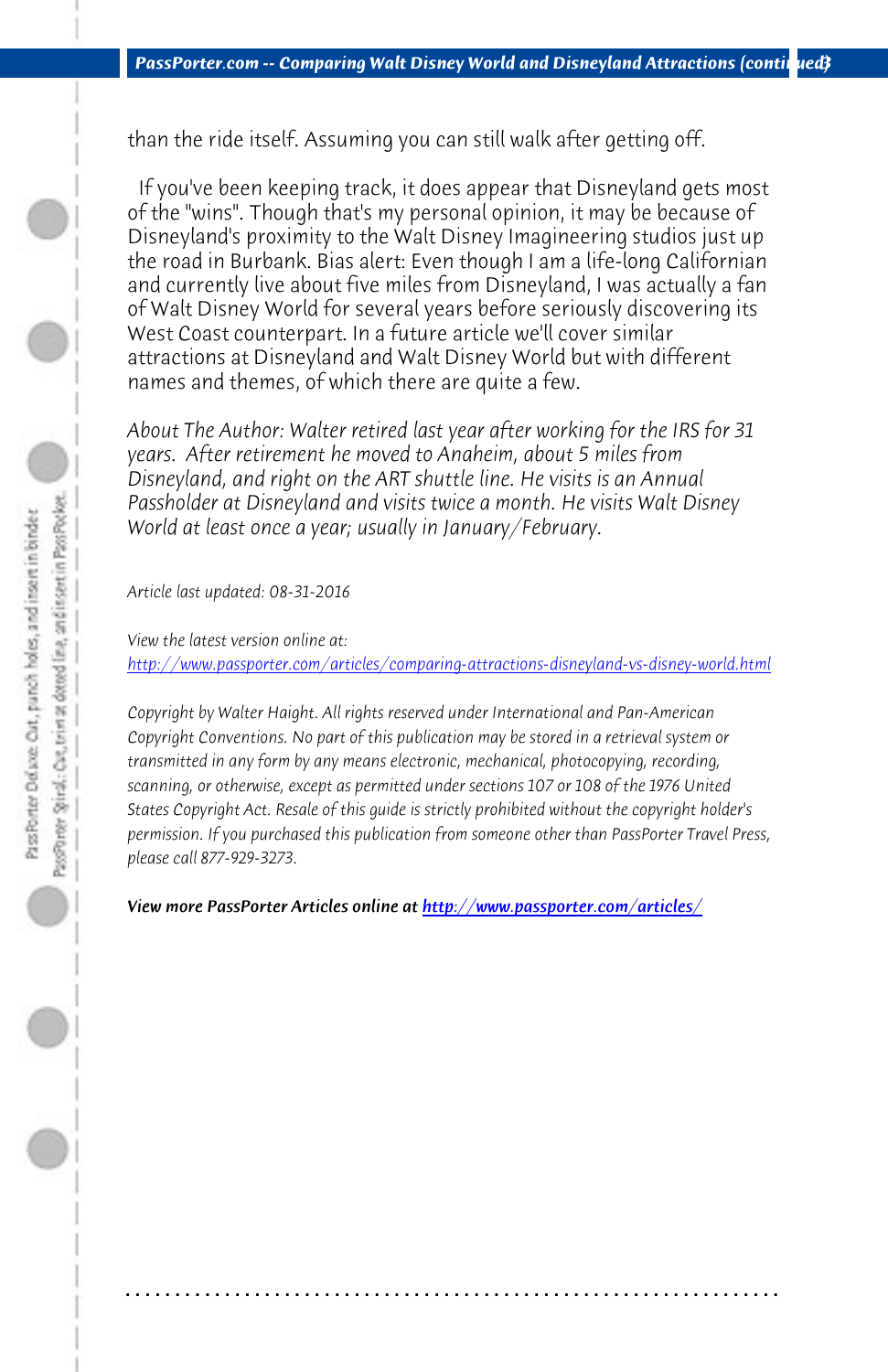than the ride itself. Assuming you can still walk after getting off.

If you've been keeping track, it does appear that Disneyland gets most of the "wins". Though that's my personal opinion, it may be because of Disneyland's proximity to the Walt Disney Imagineering studios just up the road in Burbank. Bias alert: Even though I am a life-long Californian and currently live about five miles from Disneyland, I was actually a fan of Walt Disney World for several years before seriously discovering its West Coast counterpart. In a future article we'll cover similar attractions at Disneyland and Walt Disney World but with different names and themes, of which there are quite a few.

*About The Author: Walter retired last year after working for the IRS for 31 years. After retirement he moved to Anaheim, about 5 miles from Disneyland, and right on the ART shuttle line. He visits is an Annual Passholder at Disneyland and visits twice a month. He visits Walt Disney World at least once a year; usually in January/February.*

*Article last updated: 08-31-2016*

*View the latest version online at:*
*http://www.passporter.com/articles/comparing-attractions-disneyland-vs-disney-world.html*

*Copyright by Walter Haight. All rights reserved under International and Pan-American Copyright Conventions. No part of this publication may be stored in a retrieval system or transmitted in any form by any means electronic, mechanical, photocopying, recording, scanning, or otherwise, except as permitted under sections 107 or 108 of the 1976 United States Copyright Act. Resale of this guide is strictly prohibited without the copyright holder's permission. If you purchased this publication from someone other than PassPorter Travel Press, please call 877-929-3273.*

***View more PassPorter Articles online at http://www.passporter.com/articles/***